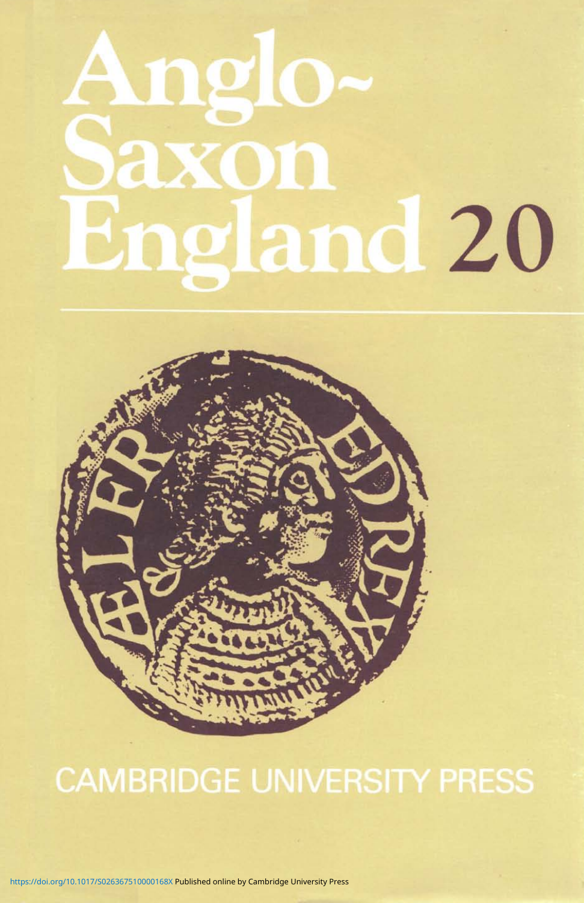# Anglo-Saxon England 20

CAMBRIDGE UNIVERSITY PRESS

https://doi.org/10.1017/S026367510000168X Published online by Cambridge University Press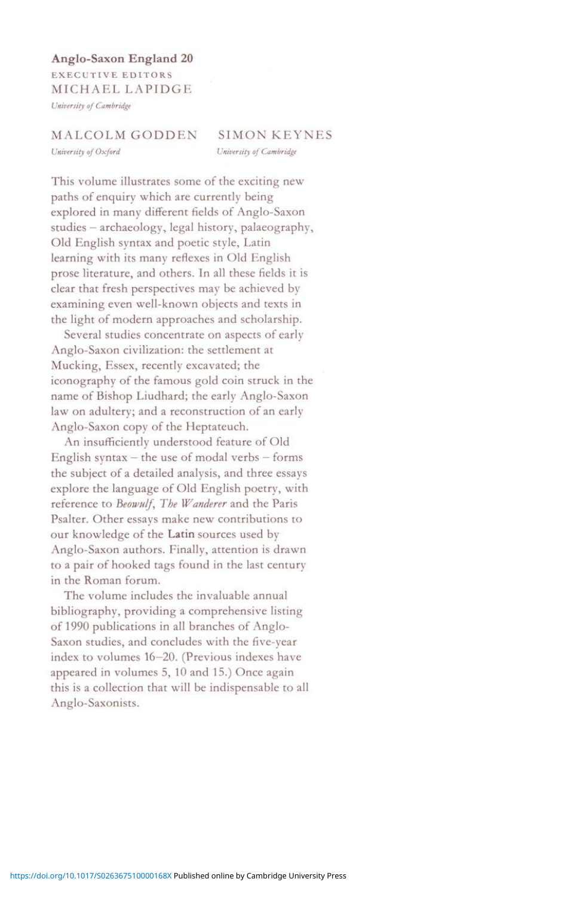**Anglo-Saxon England 20**

EXECUTIVE EDITORS

MICHAEL LAPIDGE

*University of Cambridge*

MALCOLM GODDEN

*University of Oxford*

SIMON KEYNES

*University of Cambridge*

This volume illustrates some of the exciting new paths of enquiry which are currently being explored in many different fields of Anglo-Saxon studies – archaeology, legal history, palaeography, Old English syntax and poetic style, Latin learning with its many reflexes in Old English prose literature, and others. In all these fields it is clear that fresh perspectives may be achieved by examining even well-known objects and texts in the light of modern approaches and scholarship.

Several studies concentrate on aspects of early Anglo-Saxon civilization: the settlement at Mucking, Essex, recently excavated; the iconography of the famous gold coin struck in the name of Bishop Liudhard; the early Anglo-Saxon law on adultery; and a reconstruction of an early Anglo-Saxon copy of the Heptateuch.

An insufficiently understood feature of Old English syntax – the use of modal verbs – forms the subject of a detailed analysis, and three essays explore the language of Old English poetry, with reference to *Beowulf*, *The Wanderer* and the Paris Psalter. Other essays make new contributions to our knowledge of the Latin sources used by Anglo-Saxon authors. Finally, attention is drawn to a pair of hooked tags found in the last century in the Roman forum.

The volume includes the invaluable annual bibliography, providing a comprehensive listing of 1990 publications in all branches of Anglo-Saxon studies, and concludes with the five-year index to volumes 16–20. (Previous indexes have appeared in volumes 5, 10 and 15.) Once again this is a collection that will be indispensable to all Anglo-Saxonists.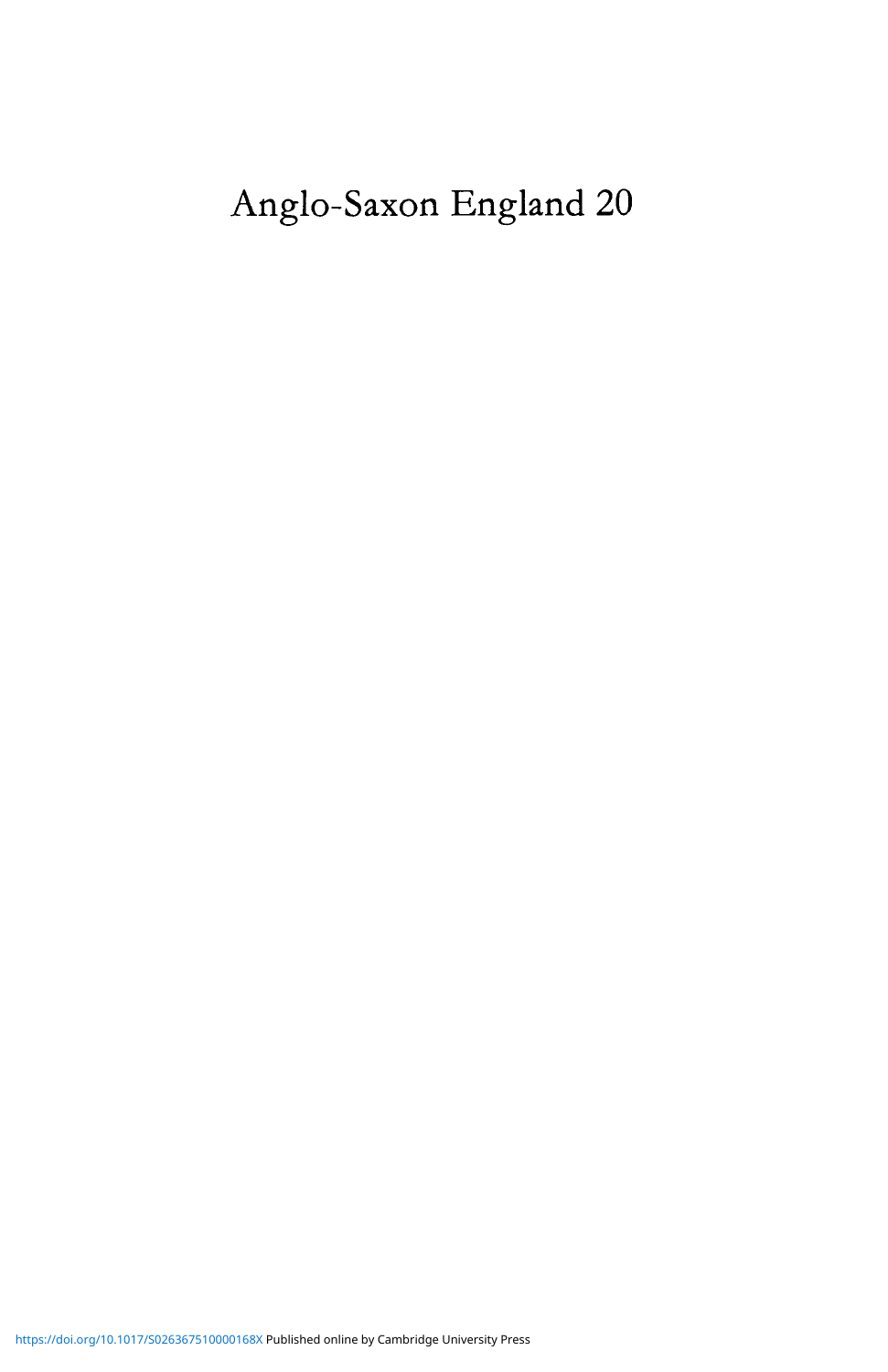# Anglo-Saxon England 20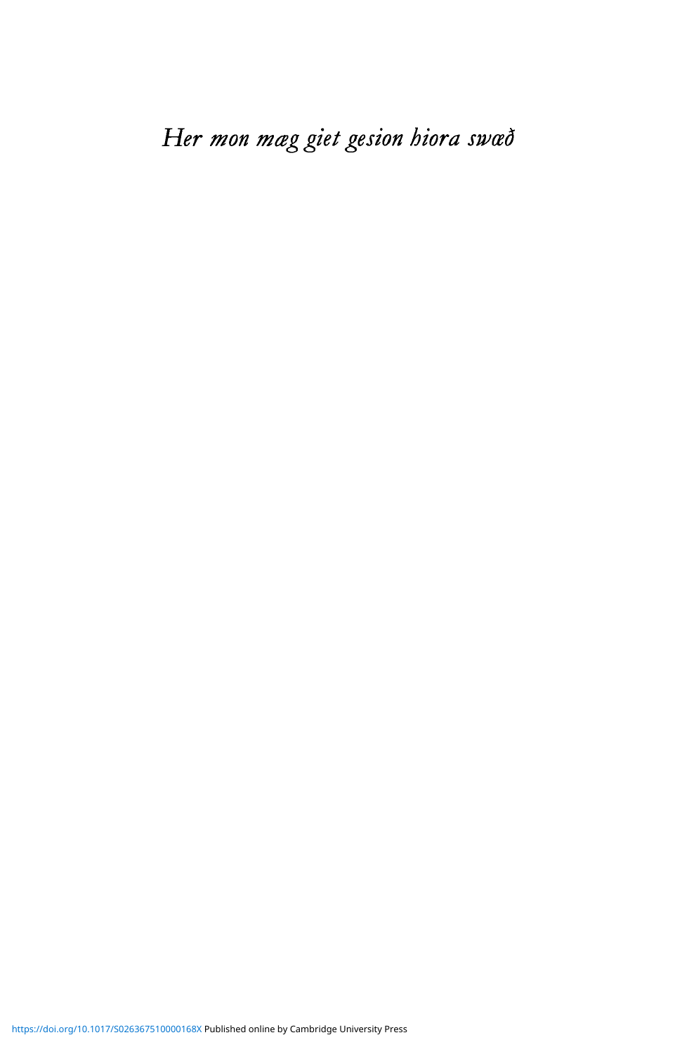*Her mon mæg giet gesion hiora swæð*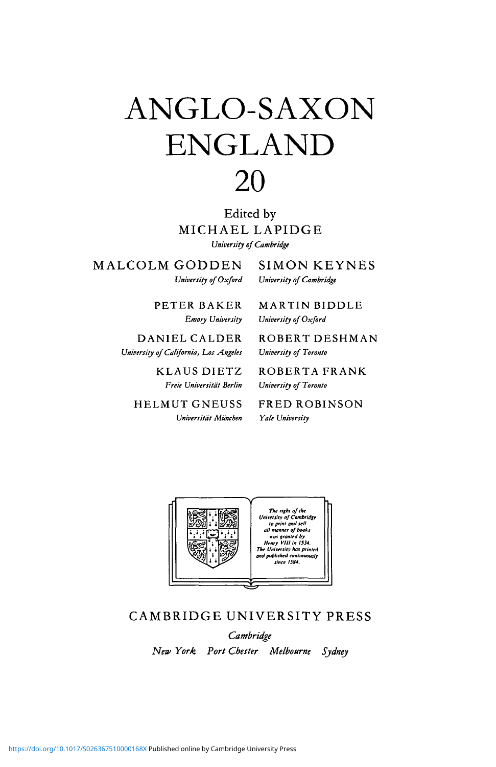# ANGLO-SAXON ENGLAND 20

Edited by

MICHAEL LAPIDGE

*University of Cambridge*

MALCOLM GODDEN
*University of Oxford*

SIMON KEYNES
*University of Cambridge*

PETER BAKER
*Emory University*

MARTIN BIDDLE
*University of Oxford*

DANIEL CALDER
*University of California, Los Angeles*

ROBERT DESHMAN
*University of Toronto*

KLAUS DIETZ
*Freie Universität Berlin*

ROBERTA FRANK
*University of Toronto*

HELMUT GNEUSS
*Universität München*

FRED ROBINSON
*Yale University*

The right of the University of Cambridge to print and sell all manner of books was granted by Henry VIII in 1534. The University has printed and published continuously since 1584.

CAMBRIDGE UNIVERSITY PRESS

*Cambridge*

*New York Port Chester Melbourne Sydney*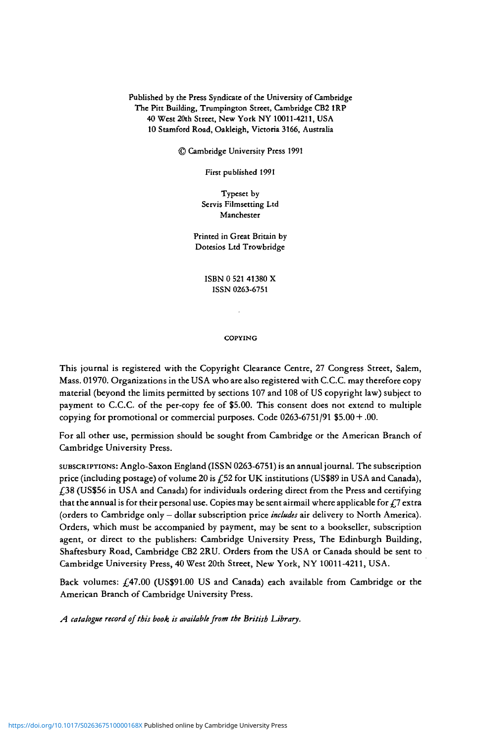Published by the Press Syndicate of the University of Cambridge
The Pitt Building, Trumpington Street, Cambridge CB2 1RP
40 West 20th Street, New York NY 10011-4211, USA
10 Stamford Road, Oakleigh, Victoria 3166, Australia

© Cambridge University Press 1991

First published 1991

Typeset by
Servis Filmsetting Ltd
Manchester

Printed in Great Britain by
Dotesios Ltd Trowbridge

ISBN 0 521 41380 X
ISSN 0263-6751

COPYING

This journal is registered with the Copyright Clearance Centre, 27 Congress Street, Salem, Mass. 01970. Organizations in the USA who are also registered with C.C.C. may therefore copy material (beyond the limits permitted by sections 107 and 108 of US copyright law) subject to payment to C.C.C. of the per-copy fee of $5.00. This consent does not extend to multiple copying for promotional or commercial purposes. Code 0263-6751/91 $5.00 + .00.

For all other use, permission should be sought from Cambridge or the American Branch of Cambridge University Press.

SUBSCRIPTIONS: Anglo-Saxon England (ISSN 0263-6751) is an annual journal. The subscription price (including postage) of volume 20 is £52 for UK institutions (US$89 in USA and Canada), £38 (US$56 in USA and Canada) for individuals ordering direct from the Press and certifying that the annual is for their personal use. Copies may be sent airmail where applicable for £7 extra (orders to Cambridge only – dollar subscription price *includes* air delivery to North America). Orders, which must be accompanied by payment, may be sent to a bookseller, subscription agent, or direct to the publishers: Cambridge University Press, The Edinburgh Building, Shaftesbury Road, Cambridge CB2 2RU. Orders from the USA or Canada should be sent to Cambridge University Press, 40 West 20th Street, New York, NY 10011-4211, USA.

Back volumes: £47.00 (US$91.00 US and Canada) each available from Cambridge or the American Branch of Cambridge University Press.

*A catalogue record of this book is available from the British Library.*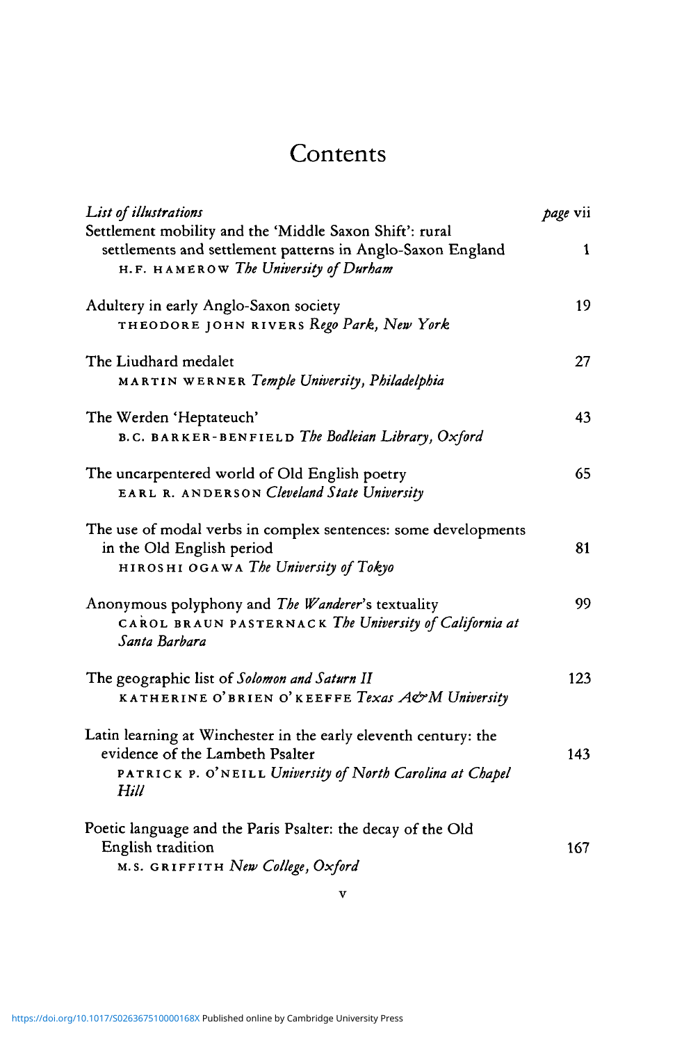# Contents

| | |
|---|---|
| *List of illustrations* | *page* vii |
| Settlement mobility and the 'Middle Saxon Shift': rural settlements and settlement patterns in Anglo-Saxon England<br>H.F. HAMEROW *The University of Durham* | 1 |
| Adultery in early Anglo-Saxon society<br>THEODORE JOHN RIVERS *Rego Park, New York* | 19 |
| The Liudhard medalet<br>MARTIN WERNER *Temple University, Philadelphia* | 27 |
| The Werden 'Heptateuch'<br>B.C. BARKER-BENFIELD *The Bodleian Library, Oxford* | 43 |
| The uncarpentered world of Old English poetry<br>EARL R. ANDERSON *Cleveland State University* | 65 |
| The use of modal verbs in complex sentences: some developments in the Old English period<br>HIROSHI OGAWA *The University of Tokyo* | 81 |
| Anonymous polyphony and *The Wanderer*'s textuality<br>CAROL BRAUN PASTERNACK *The University of California at Santa Barbara* | 99 |
| The geographic list of *Solomon and Saturn II*<br>KATHERINE O'BRIEN O'KEEFFE *Texas A&M University* | 123 |
| Latin learning at Winchester in the early eleventh century: the evidence of the Lambeth Psalter<br>PATRICK P. O'NEILL *University of North Carolina at Chapel Hill* | 143 |
| Poetic language and the Paris Psalter: the decay of the Old English tradition<br>M.S. GRIFFITH *New College, Oxford* | 167 |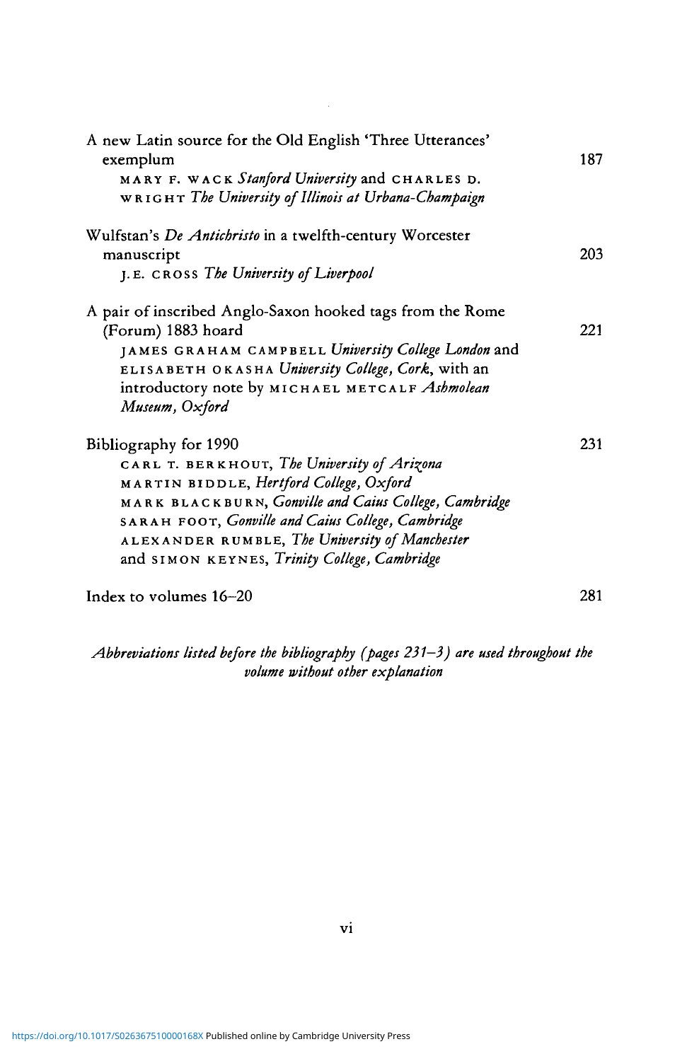A new Latin source for the Old English 'Three Utterances' exemplum 187

MARY F. WACK *Stanford University* and CHARLES D. WRIGHT *The University of Illinois at Urbana-Champaign*

Wulfstan's *De Antichristo* in a twelfth-century Worcester manuscript 203

J.E. CROSS *The University of Liverpool*

A pair of inscribed Anglo-Saxon hooked tags from the Rome (Forum) 1883 hoard 221

JAMES GRAHAM CAMPBELL *University College London* and ELISABETH OKASHA *University College, Cork*, with an introductory note by MICHAEL METCALF *Ashmolean Museum, Oxford*

Bibliography for 1990 231

CARL T. BERKHOUT, *The University of Arizona*
MARTIN BIDDLE, *Hertford College, Oxford*
MARK BLACKBURN, *Gonville and Caius College, Cambridge*
SARAH FOOT, *Gonville and Caius College, Cambridge*
ALEXANDER RUMBLE, *The University of Manchester*
and SIMON KEYNES, *Trinity College, Cambridge*

Index to volumes 16–20 281

*Abbreviations listed before the bibliography (pages 231–3) are used throughout the volume without other explanation*